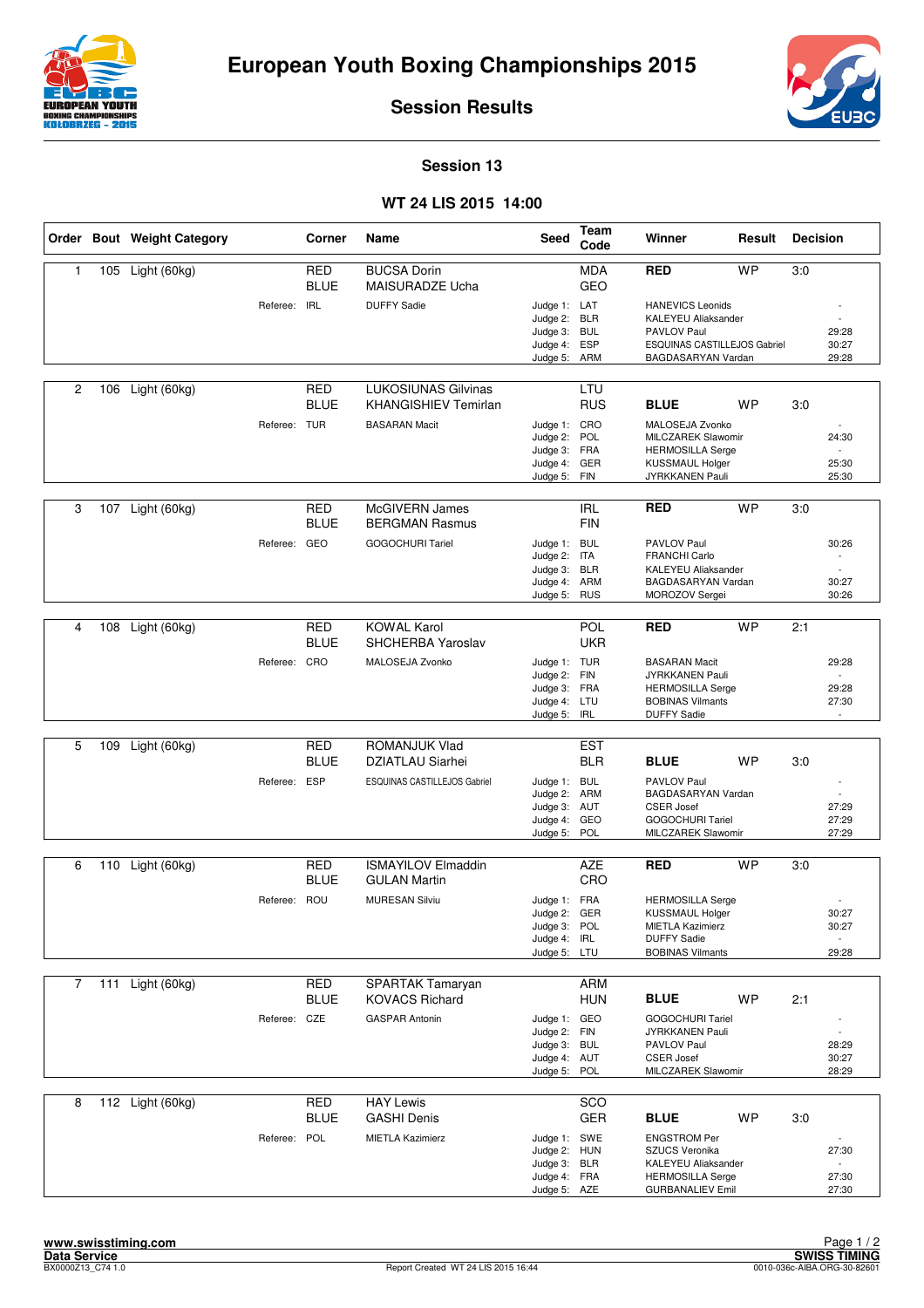# European Youth Boxing Championships 2015

## Session Results

### Session 13

### WT 24 LIS 2015 14:00

| Order | Bout | Weight Category | Corner | Name | Seed | Team Code | Winner | Result | Decision |
|---|---|---|---|---|---|---|---|---|---|
| 1 | 105 | Light (60kg) | RED | BUCSA Dorin | | MDA | RED | WP | 3:0 |
| | | | BLUE | MAISURADZE Ucha | | GEO | | | |
| | | Referee: IRL | | DUFFY Sadie | | Judge 1: LAT | HANEVICS Leonids | | - |
| | | | | | | Judge 2: BLR | KALEYEU Aliaksander | | - |
| | | | | | | Judge 3: BUL | PAVLOV Paul | | 29:28 |
| | | | | | | Judge 4: ESP | ESQUINAS CASTILLEJOS Gabriel | | 30:27 |
| | | | | | | Judge 5: ARM | BAGDASARYAN Vardan | | 29:28 |
| 2 | 106 | Light (60kg) | RED | LUKOSIUNAS Gilvinas | | LTU | | | |
| | | | BLUE | KHANGISHIEV Temirlan | | RUS | BLUE | WP | 3:0 |
| | | Referee: TUR | | BASARAN Macit | | Judge 1: CRO | MALOSEJA Zvonko | | - |
| | | | | | | Judge 2: POL | MILCZAREK Slawomir | | 24:30 |
| | | | | | | Judge 3: FRA | HERMOSILLA Serge | | - |
| | | | | | | Judge 4: GER | KUSSMAUL Holger | | 25:30 |
| | | | | | | Judge 5: FIN | JYRKKANEN Pauli | | 25:30 |
| 3 | 107 | Light (60kg) | RED | McGIVERN James | | IRL | RED | WP | 3:0 |
| | | | BLUE | BERGMAN Rasmus | | FIN | | | |
| | | Referee: GEO | | GOGOCHURI Tariel | | Judge 1: BUL | PAVLOV Paul | | 30:26 |
| | | | | | | Judge 2: ITA | FRANCHI Carlo | | - |
| | | | | | | Judge 3: BLR | KALEYEU Aliaksander | | - |
| | | | | | | Judge 4: ARM | BAGDASARYAN Vardan | | 30:27 |
| | | | | | | Judge 5: RUS | MOROZOV Sergei | | 30:26 |
| 4 | 108 | Light (60kg) | RED | KOWAL Karol | | POL | RED | WP | 2:1 |
| | | | BLUE | SHCHERBA Yaroslav | | UKR | | | |
| | | Referee: CRO | | MALOSEJA Zvonko | | Judge 1: TUR | BASARAN Macit | | 29:28 |
| | | | | | | Judge 2: FIN | JYRKKANEN Pauli | | - |
| | | | | | | Judge 3: FRA | HERMOSILLA Serge | | 29:28 |
| | | | | | | Judge 4: LTU | BOBINAS Vilmants | | 27:30 |
| | | | | | | Judge 5: IRL | DUFFY Sadie | | - |
| 5 | 109 | Light (60kg) | RED | ROMANJUK Vlad | | EST | | | |
| | | | BLUE | DZIATLAU Siarhei | | BLR | BLUE | WP | 3:0 |
| | | Referee: ESP | | ESQUINAS CASTILLEJOS Gabriel | | Judge 1: BUL | PAVLOV Paul | | - |
| | | | | | | Judge 2: ARM | BAGDASARYAN Vardan | | - |
| | | | | | | Judge 3: AUT | CSER Josef | | 27:29 |
| | | | | | | Judge 4: GEO | GOGOCHURI Tariel | | 27:29 |
| | | | | | | Judge 5: POL | MILCZAREK Slawomir | | 27:29 |
| 6 | 110 | Light (60kg) | RED | ISMAYILOV Elmaddin | | AZE | RED | WP | 3:0 |
| | | | BLUE | GULAN Martin | | CRO | | | |
| | | Referee: ROU | | MURESAN Silviu | | Judge 1: FRA | HERMOSILLA Serge | | - |
| | | | | | | Judge 2: GER | KUSSMAUL Holger | | 30:27 |
| | | | | | | Judge 3: POL | MIETLA Kazimierz | | 30:27 |
| | | | | | | Judge 4: IRL | DUFFY Sadie | | - |
| | | | | | | Judge 5: LTU | BOBINAS Vilmants | | 29:28 |
| 7 | 111 | Light (60kg) | RED | SPARTAK Tamaryan | | ARM | | | |
| | | | BLUE | KOVACS Richard | | HUN | BLUE | WP | 2:1 |
| | | Referee: CZE | | GASPAR Antonin | | Judge 1: GEO | GOGOCHURI Tariel | | - |
| | | | | | | Judge 2: FIN | JYRKKANEN Pauli | | - |
| | | | | | | Judge 3: BUL | PAVLOV Paul | | 28:29 |
| | | | | | | Judge 4: AUT | CSER Josef | | 30:27 |
| | | | | | | Judge 5: POL | MILCZAREK Slawomir | | 28:29 |
| 8 | 112 | Light (60kg) | RED | HAY Lewis | | SCO | | | |
| | | | BLUE | GASHI Denis | | GER | BLUE | WP | 3:0 |
| | | Referee: POL | | MIETLA Kazimierz | | Judge 1: SWE | ENGSTROM Per | | - |
| | | | | | | Judge 2: HUN | SZUCS Veronika | | 27:30 |
| | | | | | | Judge 3: BLR | KALEYEU Aliaksander | | - |
| | | | | | | Judge 4: FRA | HERMOSILLA Serge | | 27:30 |
| | | | | | | Judge 5: AZE | GURBANALIEV Emil | | 27:30 |

www.swisstiming.com
Data Service
BX0000Z13_C74 1.0
Report Created WT 24 LIS 2015 16:44
SWISS TIMING
0010-036c-AIBA.ORG-30-82601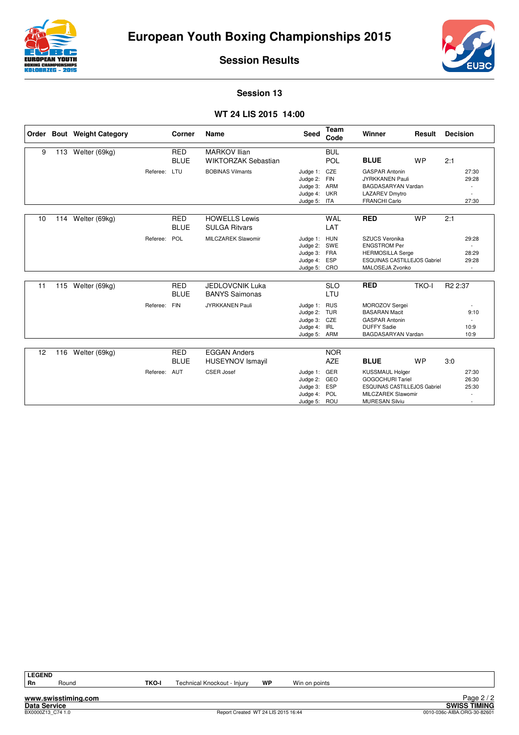# European Youth Boxing Championships 2015

## Session Results

### Session 13

### WT 24 LIS 2015 14:00

| Order | Bout | Weight Category | Corner | Name | Seed | Team Code | Winner | Result | Decision |
|---|---|---|---|---|---|---|---|---|---|
| 9 | 113 | Welter (69kg) | RED | MARKOV Ilian | | BUL | | | |
| | | | BLUE | WIKTORZAK Sebastian | | POL | **BLUE** | WP | 2:1 |
| | | Referee: | LTU | BOBINAS Vilmants | Judge 1: | CZE | GASPAR Antonin | | 27:30 |
| | | | | | Judge 2: | FIN | JYRKKANEN Pauli | | 29:28 |
| | | | | | Judge 3: | ARM | BAGDASARYAN Vardan | | - |
| | | | | | Judge 4: | UKR | LAZAREV Dmytro | | - |
| | | | | | Judge 5: | ITA | FRANCHI Carlo | | 27:30 |
| 10 | 114 | Welter (69kg) | RED | HOWELLS Lewis | | WAL | **RED** | WP | 2:1 |
| | | | BLUE | SULGA Ritvars | | LAT | | | |
| | | Referee: | POL | MILCZAREK Slawomir | Judge 1: | HUN | SZUCS Veronika | | 29:28 |
| | | | | | Judge 2: | SWE | ENGSTROM Per | | - |
| | | | | | Judge 3: | FRA | HERMOSILLA Serge | | 28:29 |
| | | | | | Judge 4: | ESP | ESQUINAS CASTILLEJOS Gabriel | | 29:28 |
| | | | | | Judge 5: | CRO | MALOSEJA Zvonko | | - |
| 11 | 115 | Welter (69kg) | RED | JEDLOVCNIK Luka | | SLO | **RED** | TKO-I | R2 2:37 |
| | | | BLUE | BANYS Saimonas | | LTU | | | |
| | | Referee: | FIN | JYRKKANEN Pauli | Judge 1: | RUS | MOROZOV Sergei | | - |
| | | | | | Judge 2: | TUR | BASARAN Macit | | 9:10 |
| | | | | | Judge 3: | CZE | GASPAR Antonin | | - |
| | | | | | Judge 4: | IRL | DUFFY Sadie | | 10:9 |
| | | | | | Judge 5: | ARM | BAGDASARYAN Vardan | | 10:9 |
| 12 | 116 | Welter (69kg) | RED | EGGAN Anders | | NOR | | | |
| | | | BLUE | HUSEYNOV Ismayil | | AZE | **BLUE** | WP | 3:0 |
| | | Referee: | AUT | CSER Josef | Judge 1: | GER | KUSSMAUL Holger | | 27:30 |
| | | | | | Judge 2: | GEO | GOGOCHURI Tariel | | 26:30 |
| | | | | | Judge 3: | ESP | ESQUINAS CASTILLEJOS Gabriel | | 25:30 |
| | | | | | Judge 4: | POL | MILCZAREK Slawomir | | - |
| | | | | | Judge 5: | ROU | MURESAN Silviu | | - |

**LEGEND**

| | | | | | |
|---|---|---|---|---|---|
| **Rn** | Round | **TKO-I** | Technical Knockout - Injury | **WP** | Win on points |

www.swisstiming.com
Data Service
BX0000Z13_C74 1.0
Report Created WT 24 LIS 2015 16:44
SWISS TIMING
0010-036c-AIBA.ORG-30-82601